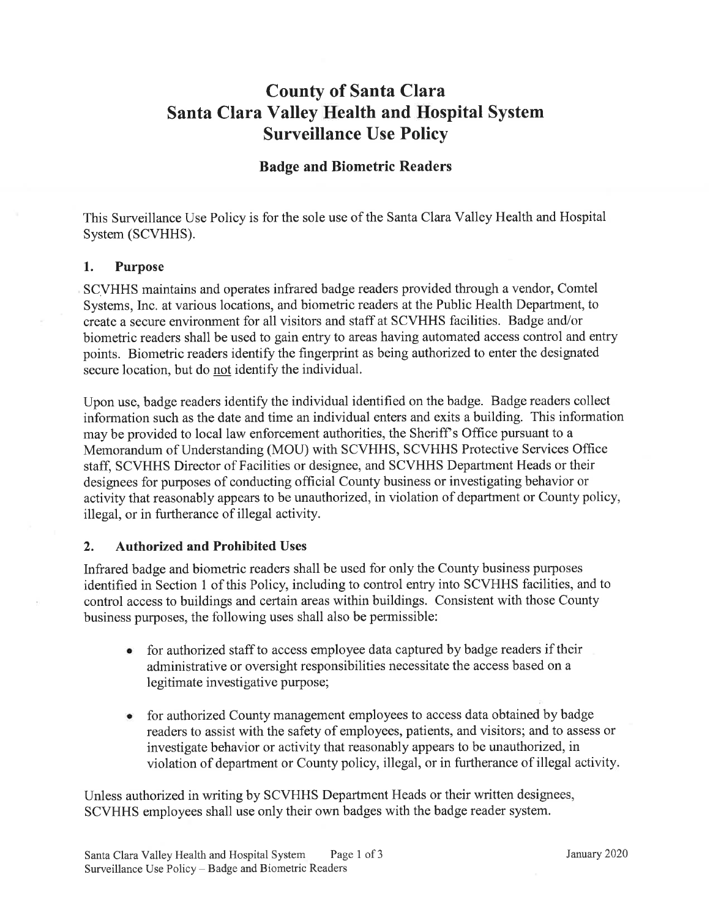# County of Santa Clara
# Santa Clara Valley Health and Hospital System
# Surveillance Use Policy

## Badge and Biometric Readers

This Surveillance Use Policy is for the sole use of the Santa Clara Valley Health and Hospital System (SCVHHS).

### 1. Purpose

SCVHHS maintains and operates infrared badge readers provided through a vendor, Comtel Systems, Inc. at various locations, and biometric readers at the Public Health Department, to create a secure environment for all visitors and staff at SCVHHS facilities. Badge and/or biometric readers shall be used to gain entry to areas having automated access control and entry points. Biometric readers identify the fingerprint as being authorized to enter the designated secure location, but do not identify the individual.

Upon use, badge readers identify the individual identified on the badge. Badge readers collect information such as the date and time an individual enters and exits a building. This information may be provided to local law enforcement authorities, the Sheriff's Office pursuant to a Memorandum of Understanding (MOU) with SCVHHS, SCVHHS Protective Services Office staff, SCVHHS Director of Facilities or designee, and SCVHHS Department Heads or their designees for purposes of conducting official County business or investigating behavior or activity that reasonably appears to be unauthorized, in violation of department or County policy, illegal, or in furtherance of illegal activity.

### 2. Authorized and Prohibited Uses

Infrared badge and biometric readers shall be used for only the County business purposes identified in Section 1 of this Policy, including to control entry into SCVHHS facilities, and to control access to buildings and certain areas within buildings. Consistent with those County business purposes, the following uses shall also be permissible:

- for authorized staff to access employee data captured by badge readers if their administrative or oversight responsibilities necessitate the access based on a legitimate investigative purpose;
- for authorized County management employees to access data obtained by badge readers to assist with the safety of employees, patients, and visitors; and to assess or investigate behavior or activity that reasonably appears to be unauthorized, in violation of department or County policy, illegal, or in furtherance of illegal activity.

Unless authorized in writing by SCVHHS Department Heads or their written designees, SCVHHS employees shall use only their own badges with the badge reader system.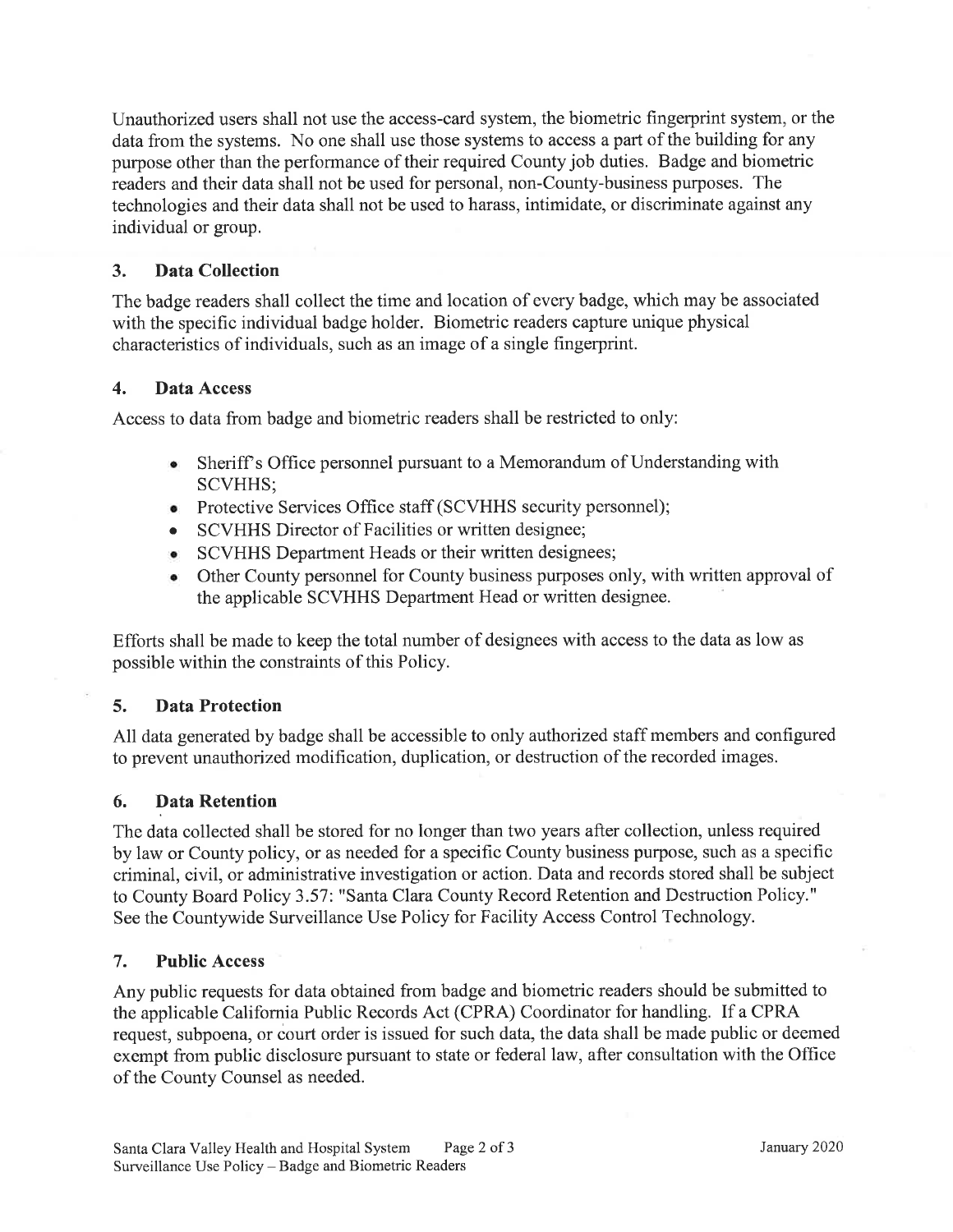Unauthorized users shall not use the access-card system, the biometric fingerprint system, or the data from the systems. No one shall use those systems to access a part of the building for any purpose other than the performance of their required County job duties. Badge and biometric readers and their data shall not be used for personal, non-County-business purposes. The technologies and their data shall not be used to harass, intimidate, or discriminate against any individual or group.

### 3. Data Collection

The badge readers shall collect the time and location of every badge, which may be associated with the specific individual badge holder. Biometric readers capture unique physical characteristics of individuals, such as an image of a single fingerprint.

### 4. Data Access

Access to data from badge and biometric readers shall be restricted to only:

- Sheriff's Office personnel pursuant to a Memorandum of Understanding with SCVHHS;
- Protective Services Office staff (SCVHHS security personnel);
- SCVHHS Director of Facilities or written designee;
- SCVHHS Department Heads or their written designees;
- Other County personnel for County business purposes only, with written approval of the applicable SCVHHS Department Head or written designee.

Efforts shall be made to keep the total number of designees with access to the data as low as possible within the constraints of this Policy.

### 5. Data Protection

All data generated by badge shall be accessible to only authorized staff members and configured to prevent unauthorized modification, duplication, or destruction of the recorded images.

### 6. Data Retention

The data collected shall be stored for no longer than two years after collection, unless required by law or County policy, or as needed for a specific County business purpose, such as a specific criminal, civil, or administrative investigation or action. Data and records stored shall be subject to County Board Policy 3.57: "Santa Clara County Record Retention and Destruction Policy." See the Countywide Surveillance Use Policy for Facility Access Control Technology.

### 7. Public Access

Any public requests for data obtained from badge and biometric readers should be submitted to the applicable California Public Records Act (CPRA) Coordinator for handling. If a CPRA request, subpoena, or court order is issued for such data, the data shall be made public or deemed exempt from public disclosure pursuant to state or federal law, after consultation with the Office of the County Counsel as needed.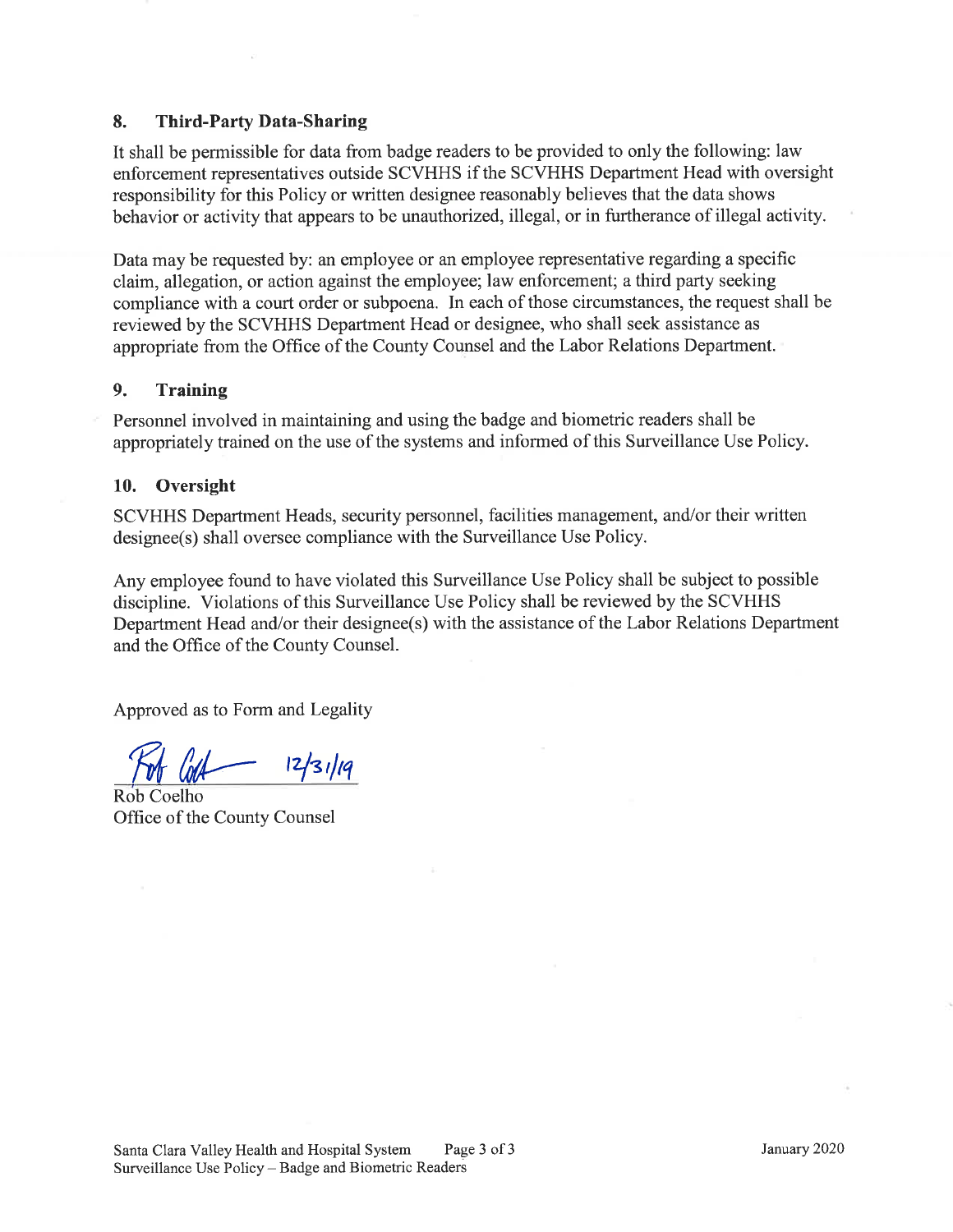## 8. Third-Party Data-Sharing

It shall be permissible for data from badge readers to be provided to only the following: law enforcement representatives outside SCVHHS if the SCVHHS Department Head with oversight responsibility for this Policy or written designee reasonably believes that the data shows behavior or activity that appears to be unauthorized, illegal, or in furtherance of illegal activity.

Data may be requested by: an employee or an employee representative regarding a specific claim, allegation, or action against the employee; law enforcement; a third party seeking compliance with a court order or subpoena. In each of those circumstances, the request shall be reviewed by the SCVHHS Department Head or designee, who shall seek assistance as appropriate from the Office of the County Counsel and the Labor Relations Department.

## 9. Training

Personnel involved in maintaining and using the badge and biometric readers shall be appropriately trained on the use of the systems and informed of this Surveillance Use Policy.

## 10. Oversight

SCVHHS Department Heads, security personnel, facilities management, and/or their written designee(s) shall oversee compliance with the Surveillance Use Policy.

Any employee found to have violated this Surveillance Use Policy shall be subject to possible discipline. Violations of this Surveillance Use Policy shall be reviewed by the SCVHHS Department Head and/or their designee(s) with the assistance of the Labor Relations Department and the Office of the County Counsel.

Approved as to Form and Legality

12/31/19

Rob Coelho
Office of the County Counsel